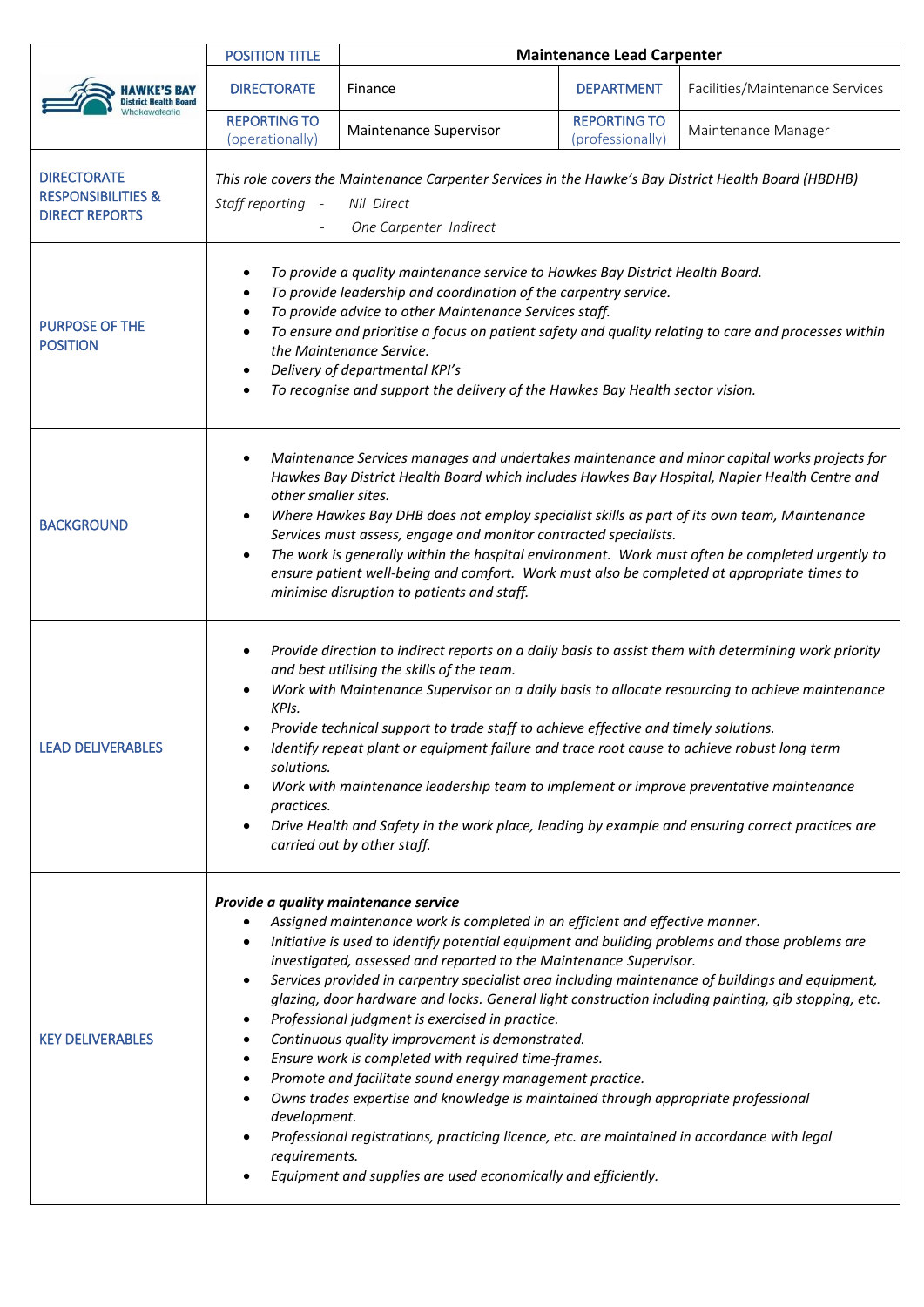| HAWKE'S BAY District Health Board Whakawateatia | POSITION TITLE | Maintenance Lead Carpenter | | |
|---|---|---|---|---|
| | DIRECTORATE | Finance | DEPARTMENT | Facilities/Maintenance Services |
| | REPORTING TO (operationally) | Maintenance Supervisor | REPORTING TO (professionally) | Maintenance Manager |

**DIRECTORATE RESPONSIBILITIES & DIRECT REPORTS**

*This role covers the Maintenance Carpenter Services in the Hawke's Bay District Health Board (HBDHB)*

*Staff reporting - Nil Direct*

*- One Carpenter Indirect*

**PURPOSE OF THE POSITION**

- *To provide a quality maintenance service to Hawkes Bay District Health Board.*
- *To provide leadership and coordination of the carpentry service.*
- *To provide advice to other Maintenance Services staff.*
- *To ensure and prioritise a focus on patient safety and quality relating to care and processes within the Maintenance Service.*
- *Delivery of departmental KPI's*
- *To recognise and support the delivery of the Hawkes Bay Health sector vision.*

**BACKGROUND**

- *Maintenance Services manages and undertakes maintenance and minor capital works projects for Hawkes Bay District Health Board which includes Hawkes Bay Hospital, Napier Health Centre and other smaller sites.*
- *Where Hawkes Bay DHB does not employ specialist skills as part of its own team, Maintenance Services must assess, engage and monitor contracted specialists.*
- *The work is generally within the hospital environment. Work must often be completed urgently to ensure patient well-being and comfort. Work must also be completed at appropriate times to minimise disruption to patients and staff.*

**LEAD DELIVERABLES**

- *Provide direction to indirect reports on a daily basis to assist them with determining work priority and best utilising the skills of the team.*
- *Work with Maintenance Supervisor on a daily basis to allocate resourcing to achieve maintenance KPIs.*
- *Provide technical support to trade staff to achieve effective and timely solutions.*
- *Identify repeat plant or equipment failure and trace root cause to achieve robust long term solutions.*
- *Work with maintenance leadership team to implement or improve preventative maintenance practices.*
- *Drive Health and Safety in the work place, leading by example and ensuring correct practices are carried out by other staff.*

**KEY DELIVERABLES**

***Provide a quality maintenance service***

- *Assigned maintenance work is completed in an efficient and effective manner.*
- *Initiative is used to identify potential equipment and building problems and those problems are investigated, assessed and reported to the Maintenance Supervisor.*
- *Services provided in carpentry specialist area including maintenance of buildings and equipment, glazing, door hardware and locks. General light construction including painting, gib stopping, etc.*
- *Professional judgment is exercised in practice.*
- *Continuous quality improvement is demonstrated.*
- *Ensure work is completed with required time-frames.*
- *Promote and facilitate sound energy management practice.*
- *Owns trades expertise and knowledge is maintained through appropriate professional development.*
- *Professional registrations, practicing licence, etc. are maintained in accordance with legal requirements.*
- *Equipment and supplies are used economically and efficiently.*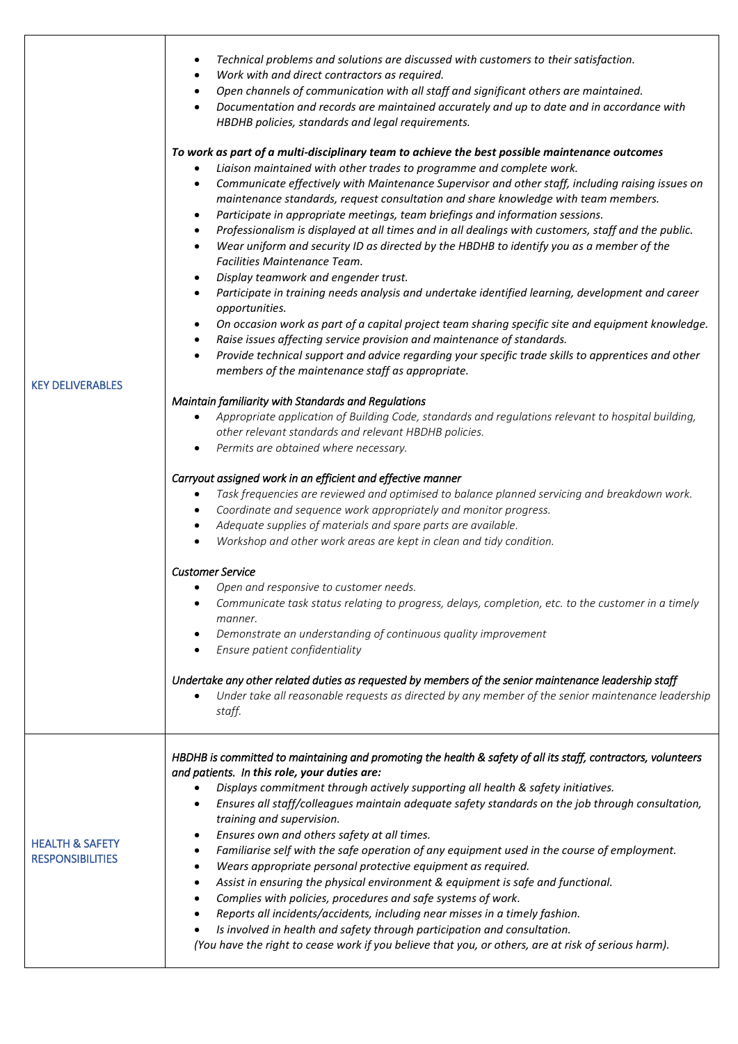| | |
|---|---|
| KEY DELIVERABLES | • *Technical problems and solutions are discussed with customers to their satisfaction.*<br>• *Work with and direct contractors as required.*<br>• *Open channels of communication with all staff and significant others are maintained.*<br>• *Documentation and records are maintained accurately and up to date and in accordance with HBDHB policies, standards and legal requirements.*<br><br>***To work as part of a multi-disciplinary team to achieve the best possible maintenance outcomes***<br>• *Liaison maintained with other trades to programme and complete work.*<br>• *Communicate effectively with Maintenance Supervisor and other staff, including raising issues on maintenance standards, request consultation and share knowledge with team members.*<br>• *Participate in appropriate meetings, team briefings and information sessions.*<br>• *Professionalism is displayed at all times and in all dealings with customers, staff and the public.*<br>• *Wear uniform and security ID as directed by the HBDHB to identify you as a member of the Facilities Maintenance Team.*<br>• *Display teamwork and engender trust.*<br>• *Participate in training needs analysis and undertake identified learning, development and career opportunities.*<br>• *On occasion work as part of a capital project team sharing specific site and equipment knowledge.*<br>• *Raise issues affecting service provision and maintenance of standards.*<br>• *Provide technical support and advice regarding your specific trade skills to apprentices and other members of the maintenance staff as appropriate.*<br><br>*Maintain familiarity with Standards and Regulations*<br>• *Appropriate application of Building Code, standards and regulations relevant to hospital building, other relevant standards and relevant HBDHB policies.*<br>• *Permits are obtained where necessary.*<br><br>*Carryout assigned work in an efficient and effective manner*<br>• *Task frequencies are reviewed and optimised to balance planned servicing and breakdown work.*<br>• *Coordinate and sequence work appropriately and monitor progress.*<br>• *Adequate supplies of materials and spare parts are available.*<br>• *Workshop and other work areas are kept in clean and tidy condition.*<br><br>*Customer Service*<br>• *Open and responsive to customer needs.*<br>• *Communicate task status relating to progress, delays, completion, etc. to the customer in a timely manner.*<br>• *Demonstrate an understanding of continuous quality improvement*<br>• *Ensure patient confidentiality*<br><br>*Undertake any other related duties as requested by members of the senior maintenance leadership staff*<br>• *Under take all reasonable requests as directed by any member of the senior maintenance leadership staff.* |
| HEALTH & SAFETY RESPONSIBILITIES | *HBDHB is committed to maintaining and promoting the health & safety of all its staff, contractors, volunteers and patients.* ***In this role, your duties are:***<br>• *Displays commitment through actively supporting all health & safety initiatives.*<br>• *Ensures all staff/colleagues maintain adequate safety standards on the job through consultation, training and supervision.*<br>• *Ensures own and others safety at all times.*<br>• *Familiarise self with the safe operation of any equipment used in the course of employment.*<br>• *Wears appropriate personal protective equipment as required.*<br>• *Assist in ensuring the physical environment & equipment is safe and functional.*<br>• *Complies with policies, procedures and safe systems of work.*<br>• *Reports all incidents/accidents, including near misses in a timely fashion.*<br>• *Is involved in health and safety through participation and consultation.*<br>*(You have the right to cease work if you believe that you, or others, are at risk of serious harm).* |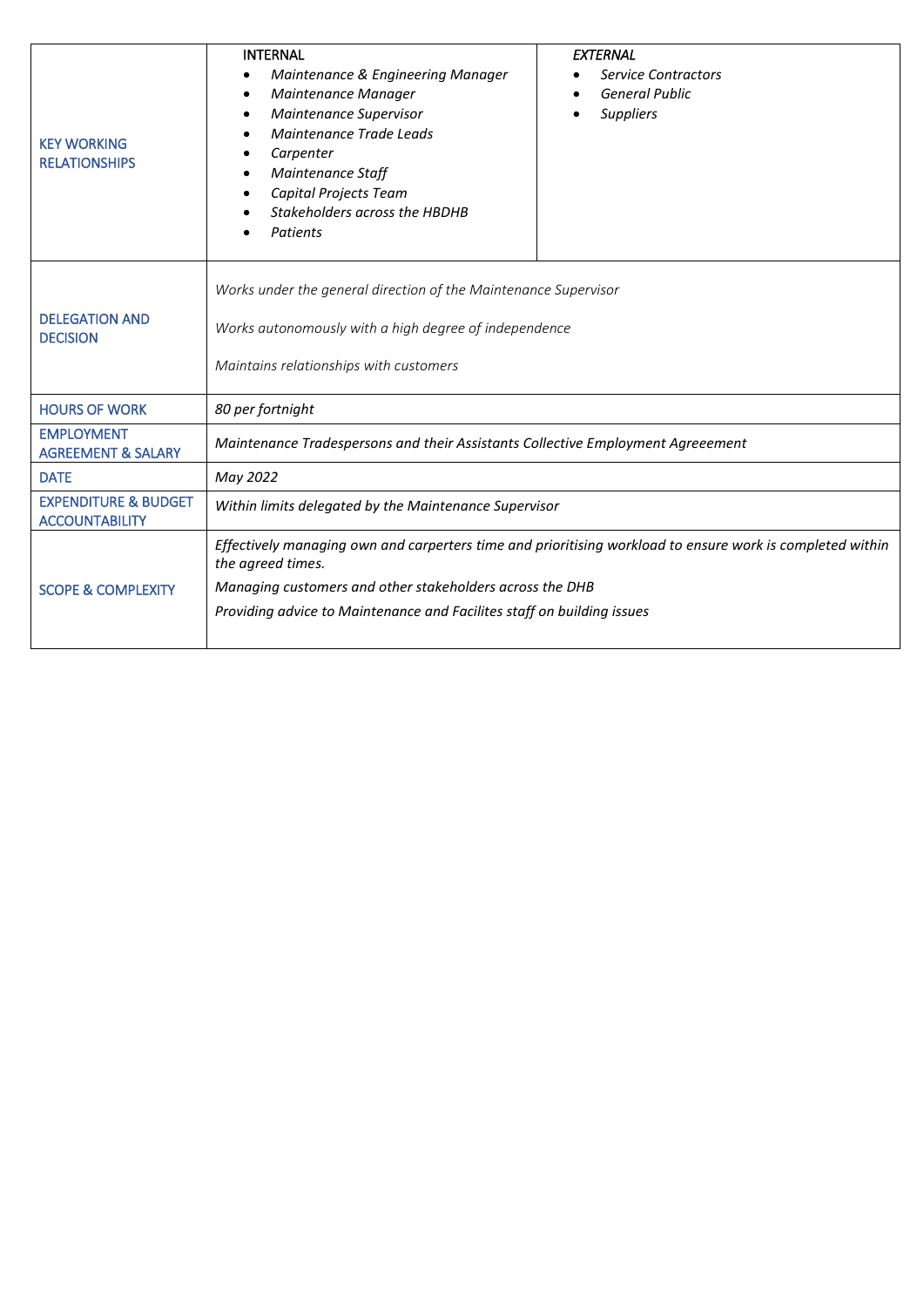| | | |
|---|---|---|
| KEY WORKING RELATIONSHIPS | INTERNAL<br>• *Maintenance & Engineering Manager*<br>• *Maintenance Manager*<br>• *Maintenance Supervisor*<br>• *Maintenance Trade Leads*<br>• *Carpenter*<br>• *Maintenance Staff*<br>• *Capital Projects Team*<br>• *Stakeholders across the HBDHB*<br>• *Patients* | *EXTERNAL*<br>• *Service Contractors*<br>• *General Public*<br>• *Suppliers* |
| DELEGATION AND DECISION | *Works under the general direction of the Maintenance Supervisor*<br><br>*Works autonomously with a high degree of independence*<br><br>*Maintains relationships with customers* | |
| HOURS OF WORK | *80 per fortnight* | |
| EMPLOYMENT AGREEMENT & SALARY | *Maintenance Tradespersons and their Assistants Collective Employment Agreeement* | |
| DATE | *May 2022* | |
| EXPENDITURE & BUDGET ACCOUNTABILITY | *Within limits delegated by the Maintenance Supervisor* | |
| SCOPE & COMPLEXITY | *Effectively managing own and carperters time and prioritising workload to ensure work is completed within the agreed times.*<br>*Managing customers and other stakeholders across the DHB*<br>*Providing advice to Maintenance and Facilites staff on building issues* | |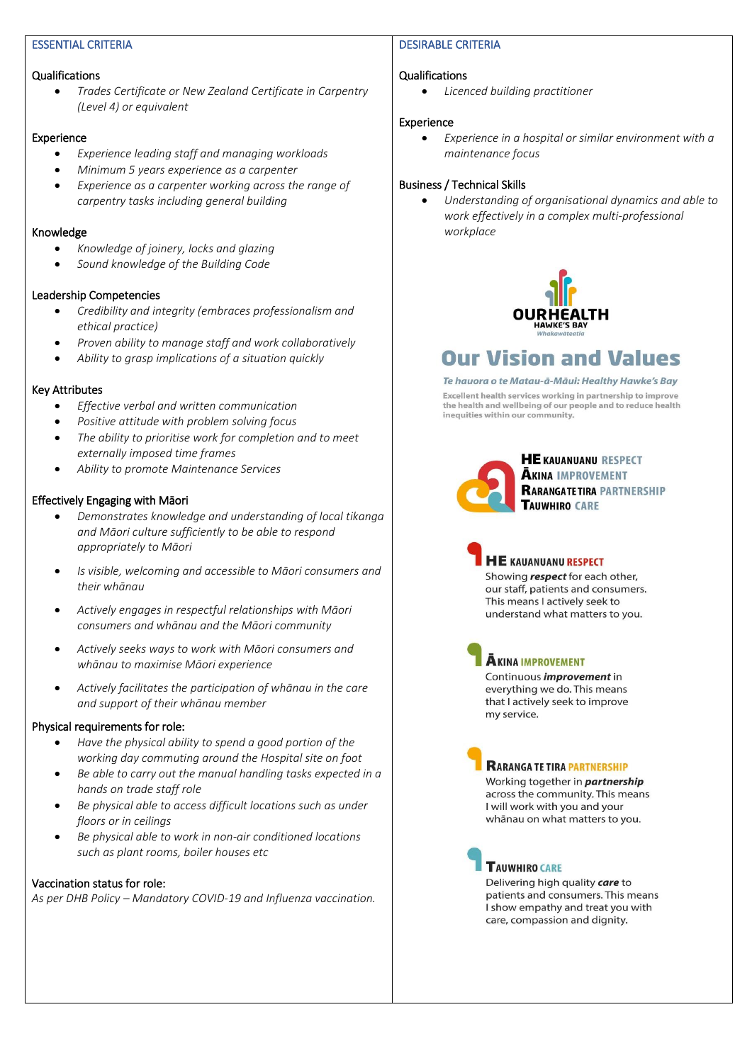## ESSENTIAL CRITERIA

### Qualifications

- *Trades Certificate or New Zealand Certificate in Carpentry (Level 4) or equivalent*

### Experience

- *Experience leading staff and managing workloads*
- *Minimum 5 years experience as a carpenter*
- *Experience as a carpenter working across the range of carpentry tasks including general building*

### Knowledge

- *Knowledge of joinery, locks and glazing*
- *Sound knowledge of the Building Code*

### Leadership Competencies

- *Credibility and integrity (embraces professionalism and ethical practice)*
- *Proven ability to manage staff and work collaboratively*
- *Ability to grasp implications of a situation quickly*

### Key Attributes

- *Effective verbal and written communication*
- *Positive attitude with problem solving focus*
- *The ability to prioritise work for completion and to meet externally imposed time frames*
- *Ability to promote Maintenance Services*

### Effectively Engaging with Māori

- *Demonstrates knowledge and understanding of local tikanga and Māori culture sufficiently to be able to respond appropriately to Māori*
- *Is visible, welcoming and accessible to Māori consumers and their whānau*
- *Actively engages in respectful relationships with Māori consumers and whānau and the Māori community*
- *Actively seeks ways to work with Māori consumers and whānau to maximise Māori experience*
- *Actively facilitates the participation of whānau in the care and support of their whānau member*

### Physical requirements for role:

- *Have the physical ability to spend a good portion of the working day commuting around the Hospital site on foot*
- *Be able to carry out the manual handling tasks expected in a hands on trade staff role*
- *Be physical able to access difficult locations such as under floors or in ceilings*
- *Be physical able to work in non-air conditioned locations such as plant rooms, boiler houses etc*

### Vaccination status for role:

*As per DHB Policy – Mandatory COVID-19 and Influenza vaccination.*

## DESIRABLE CRITERIA

### Qualifications

- *Licenced building practitioner*

### Experience

- *Experience in a hospital or similar environment with a maintenance focus*

### Business / Technical Skills

- *Understanding of organisational dynamics and able to work effectively in a complex multi-professional workplace*

OURHEALTH
HAWKE'S BAY
*Whakawāteatia*

# Our Vision and Values

*Te hauora o te Matau-ā-Māui: Healthy Hawke's Bay*

Excellent health services working in partnership to improve the health and wellbeing of our people and to reduce health inequities within our community.

**HE KAUANUANU** RESPECT
**ĀKINA** IMPROVEMENT
**RARANGA TE TIRA** PARTNERSHIP
**TAUWHIRO** CARE

**HE KAUANUANU RESPECT**
Showing ***respect*** for each other, our staff, patients and consumers. This means I actively seek to understand what matters to you.

**ĀKINA IMPROVEMENT**
Continuous ***improvement*** in everything we do. This means that I actively seek to improve my service.

**RARANGA TE TIRA PARTNERSHIP**
Working together in ***partnership*** across the community. This means I will work with you and your whānau on what matters to you.

**TAUWHIRO CARE**
Delivering high quality ***care*** to patients and consumers. This means I show empathy and treat you with care, compassion and dignity.